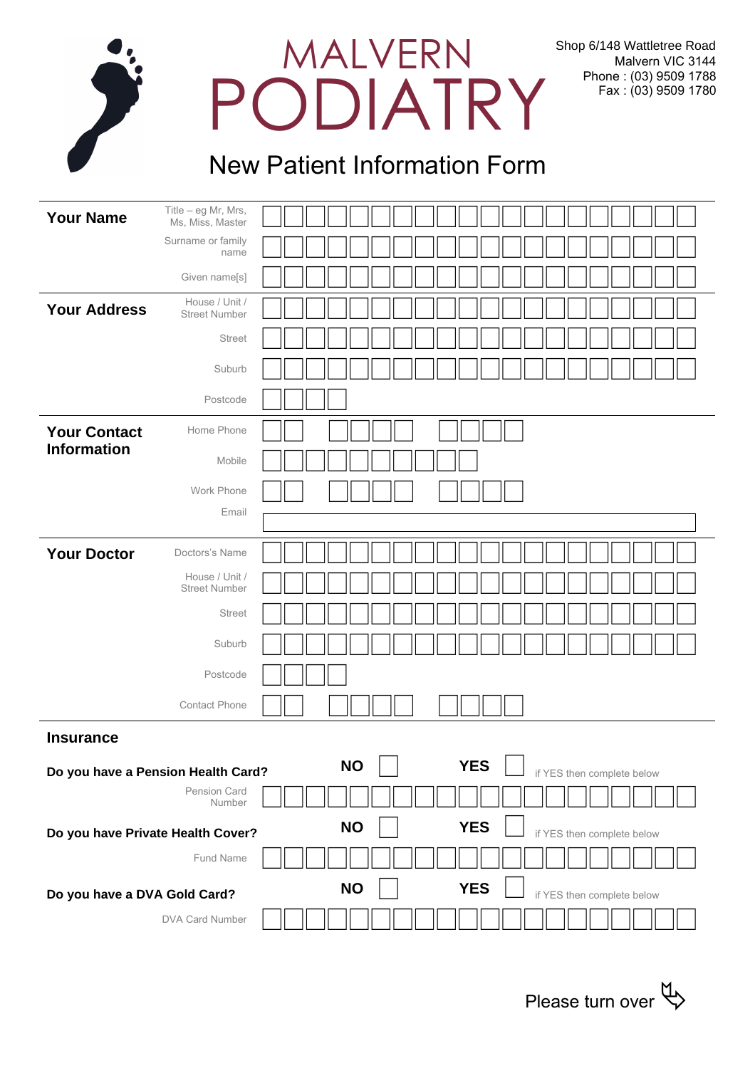# MALVERN PODIATRY

Shop 6/148 Wattletree Road
Malvern VIC 3144
Phone : (03) 9509 1788
Fax : (03) 9509 1780

## New Patient Information Form

### Your Name

Title – eg Mr, Mrs, Ms, Miss, Master

Surname or family name

Given name[s]

### Your Address

House / Unit / Street Number

Street

Suburb

Postcode

### Your Contact Information

Home Phone

Mobile

Work Phone

Email

### Your Doctor

Doctors's Name

House / Unit / Street Number

Street

Suburb

Postcode

Contact Phone

### Insurance

**Do you have a Pension Health Card?** **NO** ☐ **YES** ☐ if YES then complete below

Pension Card Number

**Do you have Private Health Cover?** **NO** ☐ **YES** ☐ if YES then complete below

Fund Name

**Do you have a DVA Gold Card?** **NO** ☐ **YES** ☐ if YES then complete below

DVA Card Number

Please turn over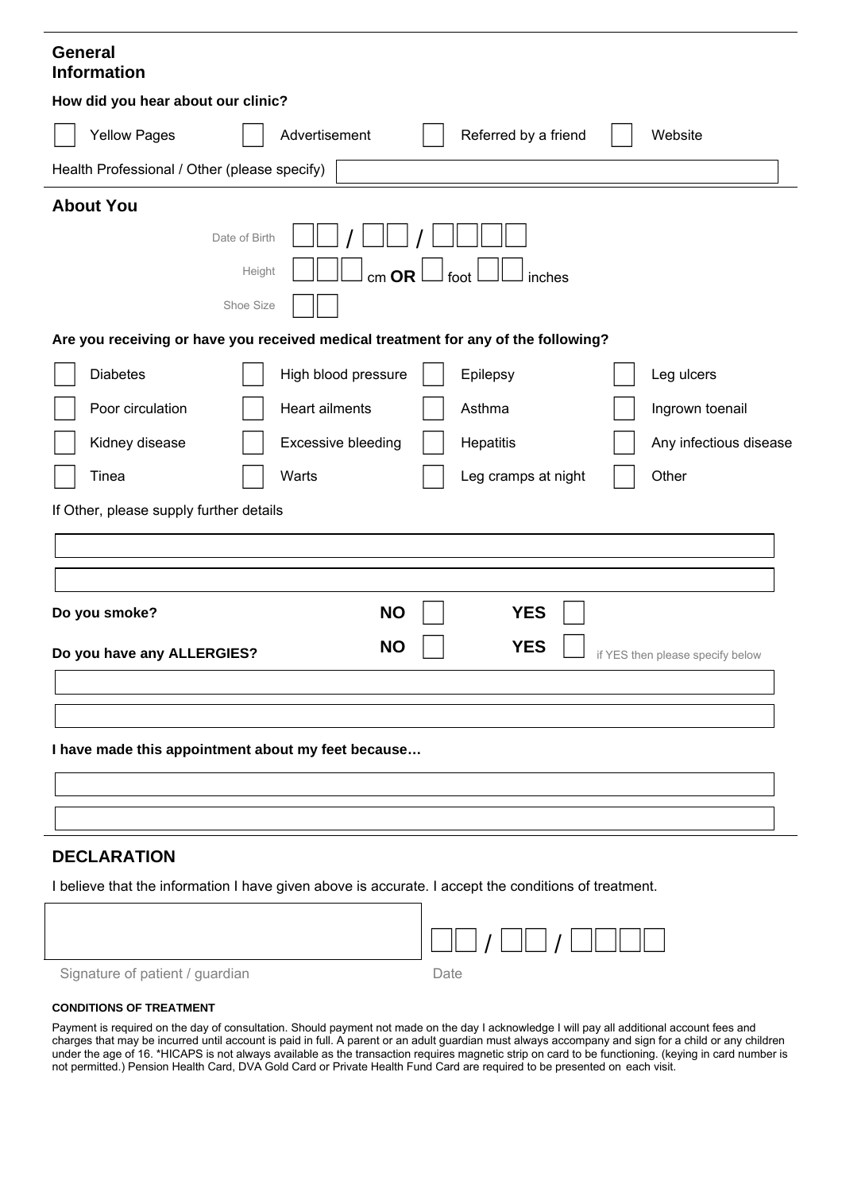## General Information

**How did you hear about our clinic?**

☐ Yellow Pages ☐ Advertisement ☐ Referred by a friend ☐ Website

Health Professional / Other (please specify) ____________________

## About You

Date of Birth ☐☐ / ☐☐ / ☐☐☐☐

Height ☐☐☐ cm **OR** ☐ foot ☐☐ inches

Shoe Size ☐☐

**Are you receiving or have you received medical treatment for any of the following?**

| | | | |
|---|---|---|---|
| ☐ Diabetes | ☐ High blood pressure | ☐ Epilepsy | ☐ Leg ulcers |
| ☐ Poor circulation | ☐ Heart ailments | ☐ Asthma | ☐ Ingrown toenail |
| ☐ Kidney disease | ☐ Excessive bleeding | ☐ Hepatitis | ☐ Any infectious disease |
| ☐ Tinea | ☐ Warts | ☐ Leg cramps at night | ☐ Other |

If Other, please supply further details

____________________

____________________

**Do you smoke?** **NO** ☐ **YES** ☐

**Do you have any ALLERGIES?** **NO** ☐ **YES** ☐ if YES then please specify below

____________________

____________________

**I have made this appointment about my feet because…**

____________________

____________________

## DECLARATION

I believe that the information I have given above is accurate. I accept the conditions of treatment.

____________________ ☐☐ / ☐☐ / ☐☐☐☐

Signature of patient / guardian Date

**CONDITIONS OF TREATMENT**

Payment is required on the day of consultation. Should payment not made on the day I acknowledge I will pay all additional account fees and charges that may be incurred until account is paid in full. A parent or an adult guardian must always accompany and sign for a child or any children under the age of 16. *HICAPS is not always available as the transaction requires magnetic strip on card to be functioning. (keying in card number is not permitted.) Pension Health Card, DVA Gold Card or Private Health Fund Card are required to be presented on each visit.